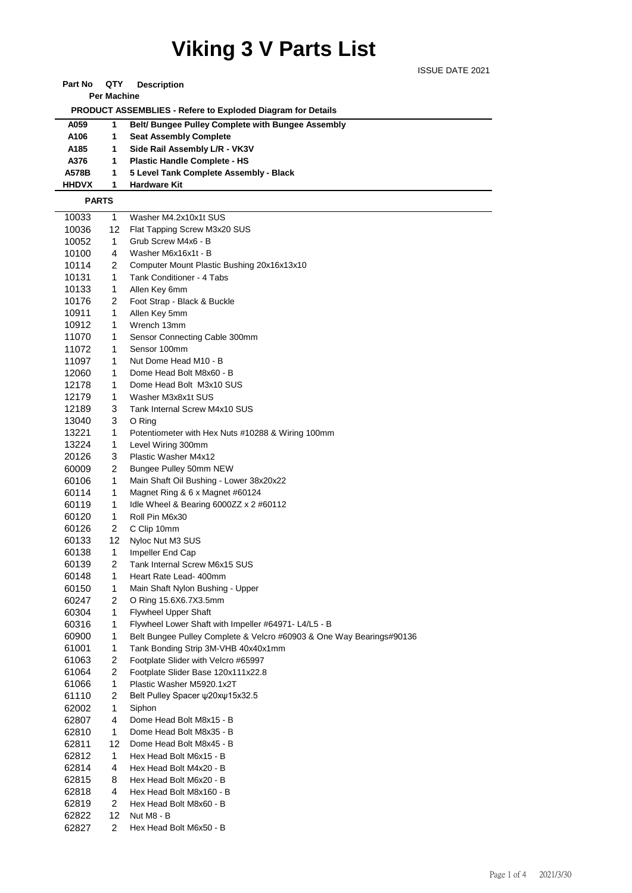# Viking 3 V Parts List

ISSUE DATE 2021

| Part No | QTY Per Machine | Description |
|---|---|---|
| **PRODUCT ASSEMBLIES - Refere to Exploded Diagram for Details** | | |
| **A059** | **1** | **Belt/ Bungee Pulley Complete with Bungee Assembly** |
| **A106** | **1** | **Seat Assembly Complete** |
| **A185** | **1** | **Side Rail Assembly L/R - VK3V** |
| **A376** | **1** | **Plastic Handle Complete - HS** |
| **A578B** | **1** | **5 Level Tank Complete Assembly - Black** |
| **HHDVX** | **1** | **Hardware Kit** |
| **PARTS** | | |
| 10033 | 1 | Washer M4.2x10x1t SUS |
| 10036 | 12 | Flat Tapping Screw M3x20 SUS |
| 10052 | 1 | Grub Screw M4x6 - B |
| 10100 | 4 | Washer M6x16x1t - B |
| 10114 | 2 | Computer Mount Plastic Bushing 20x16x13x10 |
| 10131 | 1 | Tank Conditioner - 4 Tabs |
| 10133 | 1 | Allen Key 6mm |
| 10176 | 2 | Foot Strap - Black & Buckle |
| 10911 | 1 | Allen Key 5mm |
| 10912 | 1 | Wrench 13mm |
| 11070 | 1 | Sensor Connecting Cable 300mm |
| 11072 | 1 | Sensor 100mm |
| 11097 | 1 | Nut Dome Head M10 - B |
| 12060 | 1 | Dome Head Bolt M8x60 - B |
| 12178 | 1 | Dome Head Bolt M3x10 SUS |
| 12179 | 1 | Washer M3x8x1t SUS |
| 12189 | 3 | Tank Internal Screw M4x10 SUS |
| 13040 | 3 | O Ring |
| 13221 | 1 | Potentiometer with Hex Nuts #10288 & Wiring 100mm |
| 13224 | 1 | Level Wiring 300mm |
| 20126 | 3 | Plastic Washer M4x12 |
| 60009 | 2 | Bungee Pulley 50mm NEW |
| 60106 | 1 | Main Shaft Oil Bushing - Lower 38x20x22 |
| 60114 | 1 | Magnet Ring & 6 x Magnet #60124 |
| 60119 | 1 | Idle Wheel & Bearing 6000ZZ x 2 #60112 |
| 60120 | 1 | Roll Pin M6x30 |
| 60126 | 2 | C Clip 10mm |
| 60133 | 12 | Nyloc Nut M3 SUS |
| 60138 | 1 | Impeller End Cap |
| 60139 | 2 | Tank Internal Screw M6x15 SUS |
| 60148 | 1 | Heart Rate Lead- 400mm |
| 60150 | 1 | Main Shaft Nylon Bushing - Upper |
| 60247 | 2 | O Ring 15.6X6.7X3.5mm |
| 60304 | 1 | Flywheel Upper Shaft |
| 60316 | 1 | Flywheel Lower Shaft with Impeller #64971- L4/L5 - B |
| 60900 | 1 | Belt Bungee Pulley Complete & Velcro #60903 & One Way Bearings#90136 |
| 61001 | 1 | Tank Bonding Strip 3M-VHB 40x40x1mm |
| 61063 | 2 | Footplate Slider with Velcro #65997 |
| 61064 | 2 | Footplate Slider Base 120x111x22.8 |
| 61066 | 1 | Plastic Washer M5920.1x2T |
| 61110 | 2 | Belt Pulley Spacer ψ20xψ15x32.5 |
| 62002 | 1 | Siphon |
| 62807 | 4 | Dome Head Bolt M8x15 - B |
| 62810 | 1 | Dome Head Bolt M8x35 - B |
| 62811 | 12 | Dome Head Bolt M8x45 - B |
| 62812 | 1 | Hex Head Bolt M6x15 - B |
| 62814 | 4 | Hex Head Bolt M4x20 - B |
| 62815 | 8 | Hex Head Bolt M6x20 - B |
| 62818 | 4 | Hex Head Bolt M8x160 - B |
| 62819 | 2 | Hex Head Bolt M8x60 - B |
| 62822 | 12 | Nut M8 - B |
| 62827 | 2 | Hex Head Bolt M6x50 - B |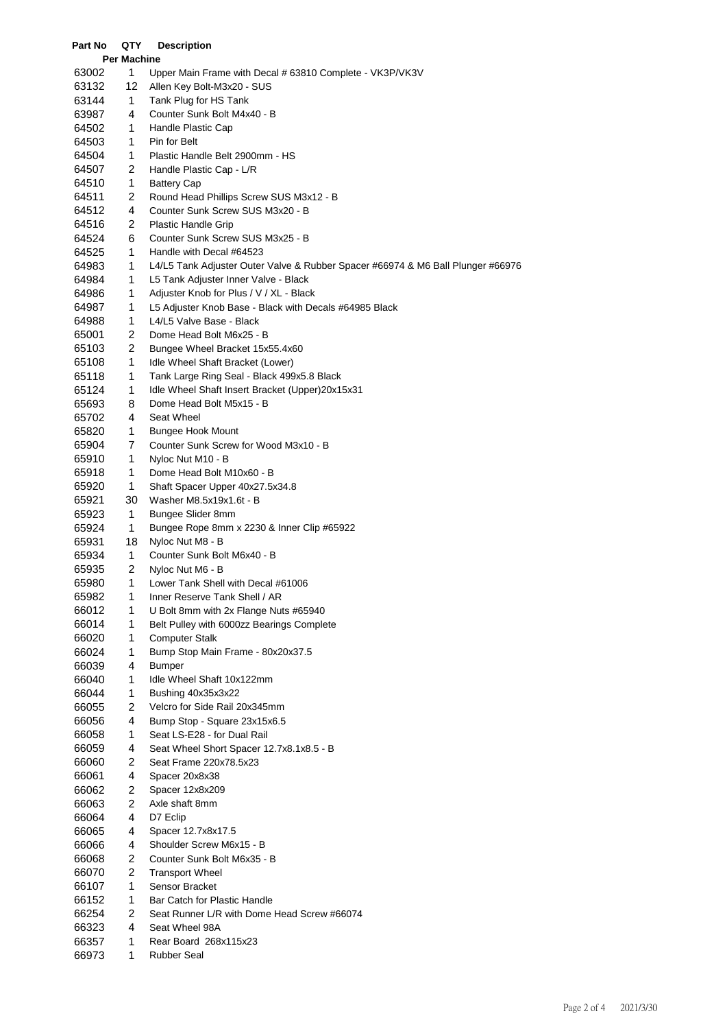| Part No | QTY Per Machine | Description |
| --- | --- | --- |
| 63002 | 1 | Upper Main Frame with Decal # 63810 Complete - VK3P/VK3V |
| 63132 | 12 | Allen Key Bolt-M3x20 - SUS |
| 63144 | 1 | Tank Plug for HS Tank |
| 63987 | 4 | Counter Sunk Bolt M4x40 - B |
| 64502 | 1 | Handle Plastic Cap |
| 64503 | 1 | Pin for Belt |
| 64504 | 1 | Plastic Handle Belt 2900mm - HS |
| 64507 | 2 | Handle Plastic Cap - L/R |
| 64510 | 1 | Battery Cap |
| 64511 | 2 | Round Head Phillips Screw SUS M3x12 - B |
| 64512 | 4 | Counter Sunk Screw SUS M3x20 - B |
| 64516 | 2 | Plastic Handle Grip |
| 64524 | 6 | Counter Sunk Screw SUS M3x25 - B |
| 64525 | 1 | Handle with Decal #64523 |
| 64983 | 1 | L4/L5 Tank Adjuster Outer Valve & Rubber Spacer #66974 & M6 Ball Plunger #66976 |
| 64984 | 1 | L5 Tank Adjuster Inner Valve - Black |
| 64986 | 1 | Adjuster Knob for Plus / V / XL - Black |
| 64987 | 1 | L5 Adjuster Knob Base - Black with Decals #64985 Black |
| 64988 | 1 | L4/L5 Valve Base - Black |
| 65001 | 2 | Dome Head Bolt M6x25 - B |
| 65103 | 2 | Bungee Wheel Bracket 15x55.4x60 |
| 65108 | 1 | Idle Wheel Shaft Bracket (Lower) |
| 65118 | 1 | Tank Large Ring Seal - Black 499x5.8 Black |
| 65124 | 1 | Idle Wheel Shaft Insert Bracket (Upper)20x15x31 |
| 65693 | 8 | Dome Head Bolt M5x15 - B |
| 65702 | 4 | Seat Wheel |
| 65820 | 1 | Bungee Hook Mount |
| 65904 | 7 | Counter Sunk Screw for Wood M3x10 - B |
| 65910 | 1 | Nyloc Nut M10 - B |
| 65918 | 1 | Dome Head Bolt M10x60 - B |
| 65920 | 1 | Shaft Spacer Upper 40x27.5x34.8 |
| 65921 | 30 | Washer M8.5x19x1.6t - B |
| 65923 | 1 | Bungee Slider 8mm |
| 65924 | 1 | Bungee Rope 8mm x 2230 & Inner Clip #65922 |
| 65931 | 18 | Nyloc Nut M8 - B |
| 65934 | 1 | Counter Sunk Bolt M6x40 - B |
| 65935 | 2 | Nyloc Nut M6 - B |
| 65980 | 1 | Lower Tank Shell with Decal #61006 |
| 65982 | 1 | Inner Reserve Tank Shell / AR |
| 66012 | 1 | U Bolt 8mm with 2x Flange Nuts #65940 |
| 66014 | 1 | Belt Pulley with 6000zz Bearings Complete |
| 66020 | 1 | Computer Stalk |
| 66024 | 1 | Bump Stop Main Frame - 80x20x37.5 |
| 66039 | 4 | Bumper |
| 66040 | 1 | Idle Wheel Shaft 10x122mm |
| 66044 | 1 | Bushing 40x35x3x22 |
| 66055 | 2 | Velcro for Side Rail 20x345mm |
| 66056 | 4 | Bump Stop - Square 23x15x6.5 |
| 66058 | 1 | Seat LS-E28 - for Dual Rail |
| 66059 | 4 | Seat Wheel Short Spacer 12.7x8.1x8.5 - B |
| 66060 | 2 | Seat Frame 220x78.5x23 |
| 66061 | 4 | Spacer 20x8x38 |
| 66062 | 2 | Spacer 12x8x209 |
| 66063 | 2 | Axle shaft 8mm |
| 66064 | 4 | D7 Eclip |
| 66065 | 4 | Spacer 12.7x8x17.5 |
| 66066 | 4 | Shoulder Screw M6x15 - B |
| 66068 | 2 | Counter Sunk Bolt M6x35 - B |
| 66070 | 2 | Transport Wheel |
| 66107 | 1 | Sensor Bracket |
| 66152 | 1 | Bar Catch for Plastic Handle |
| 66254 | 2 | Seat Runner L/R with Dome Head Screw #66074 |
| 66323 | 4 | Seat Wheel 98A |
| 66357 | 1 | Rear Board 268x115x23 |
| 66973 | 1 | Rubber Seal |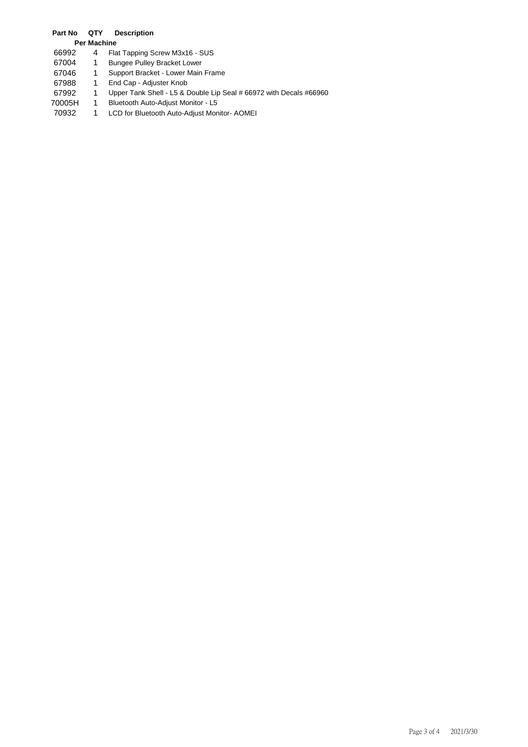| Part No | QTY Per Machine | Description |
|---|---|---|
| 66992 | 4 | Flat Tapping Screw M3x16 - SUS |
| 67004 | 1 | Bungee Pulley Bracket Lower |
| 67046 | 1 | Support Bracket - Lower Main Frame |
| 67988 | 1 | End Cap - Adjuster Knob |
| 67992 | 1 | Upper Tank Shell - L5 & Double Lip Seal # 66972 with Decals #66960 |
| 70005H | 1 | Bluetooth Auto-Adjust Monitor - L5 |
| 70932 | 1 | LCD for Bluetooth Auto-Adjust Monitor- AOMEI |

2021/3/30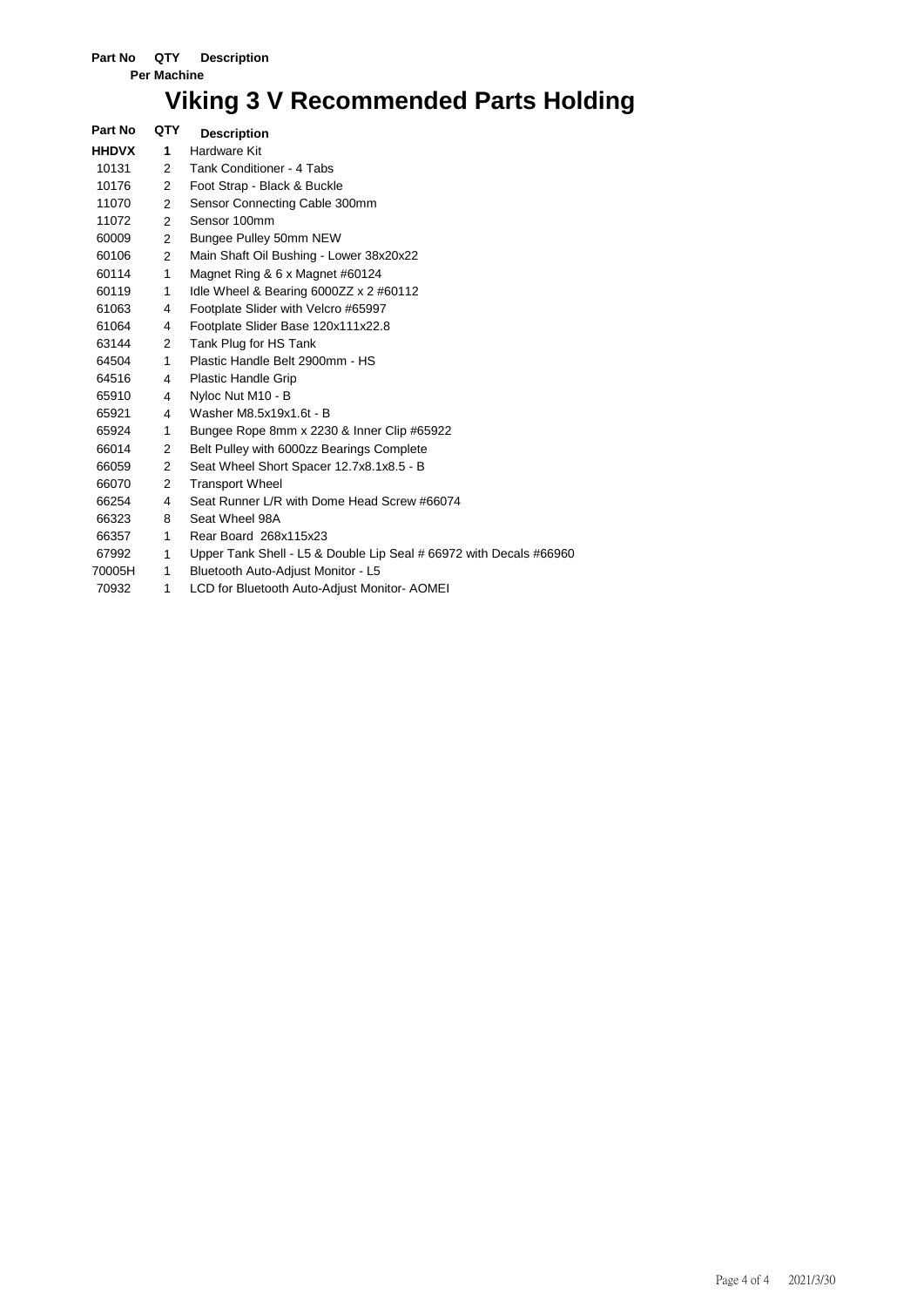**Part No QTY Description**
**Per Machine**

# Viking 3 V Recommended Parts Holding

| Part No | QTY | Description |
|---|---|---|
| **HHDVX** | **1** | Hardware Kit |
| 10131 | 2 | Tank Conditioner - 4 Tabs |
| 10176 | 2 | Foot Strap - Black & Buckle |
| 11070 | 2 | Sensor Connecting Cable 300mm |
| 11072 | 2 | Sensor 100mm |
| 60009 | 2 | Bungee Pulley 50mm NEW |
| 60106 | 2 | Main Shaft Oil Bushing - Lower 38x20x22 |
| 60114 | 1 | Magnet Ring & 6 x Magnet #60124 |
| 60119 | 1 | Idle Wheel & Bearing 6000ZZ x 2 #60112 |
| 61063 | 4 | Footplate Slider with Velcro #65997 |
| 61064 | 4 | Footplate Slider Base 120x111x22.8 |
| 63144 | 2 | Tank Plug for HS Tank |
| 64504 | 1 | Plastic Handle Belt 2900mm - HS |
| 64516 | 4 | Plastic Handle Grip |
| 65910 | 4 | Nyloc Nut M10 - B |
| 65921 | 4 | Washer M8.5x19x1.6t - B |
| 65924 | 1 | Bungee Rope 8mm x 2230 & Inner Clip #65922 |
| 66014 | 2 | Belt Pulley with 6000zz Bearings Complete |
| 66059 | 2 | Seat Wheel Short Spacer 12.7x8.1x8.5 - B |
| 66070 | 2 | Transport Wheel |
| 66254 | 4 | Seat Runner L/R with Dome Head Screw #66074 |
| 66323 | 8 | Seat Wheel 98A |
| 66357 | 1 | Rear Board 268x115x23 |
| 67992 | 1 | Upper Tank Shell - L5 & Double Lip Seal # 66972 with Decals #66960 |
| 70005H | 1 | Bluetooth Auto-Adjust Monitor - L5 |
| 70932 | 1 | LCD for Bluetooth Auto-Adjust Monitor- AOMEI |

2021/3/30